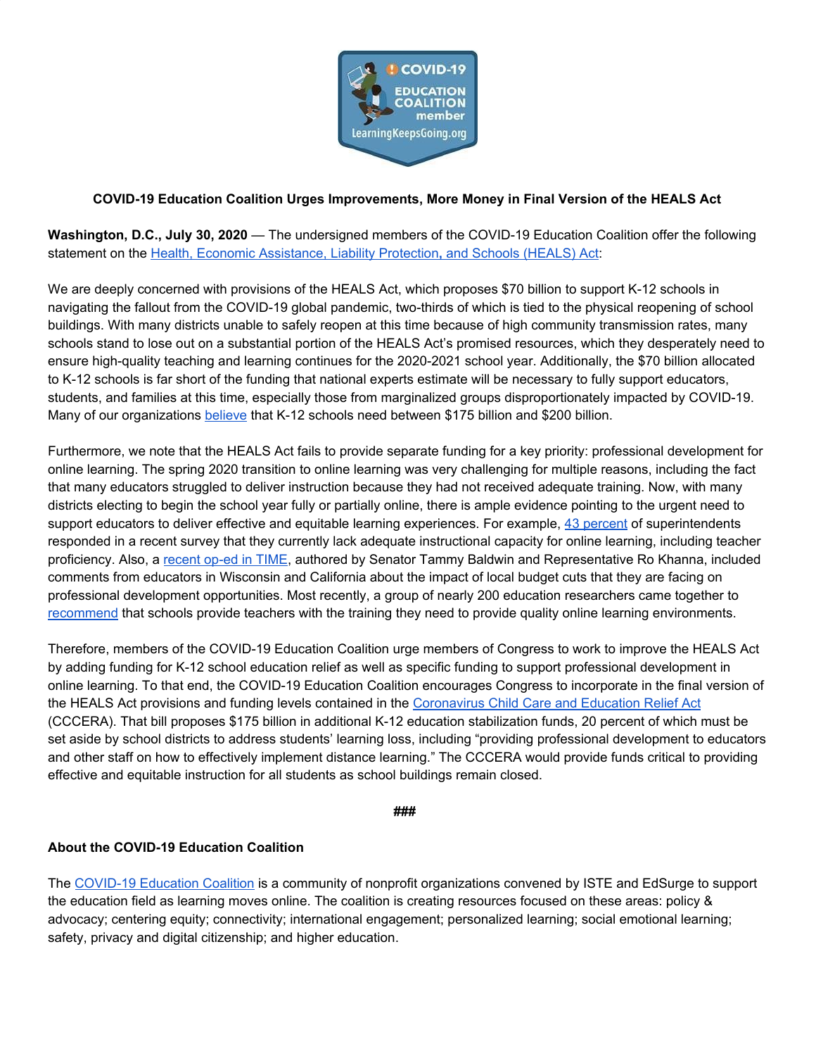**COVID-19 Education Coalition Urges Improvements, More Money in Final Version of the HEALS Act**

**Washington, D.C., July 30, 2020** — The undersigned members of the COVID-19 Education Coalition offer the following statement on the Health, Economic Assistance, Liability Protection, and Schools (HEALS) Act:

We are deeply concerned with provisions of the HEALS Act, which proposes $70 billion to support K-12 schools in navigating the fallout from the COVID-19 global pandemic, two-thirds of which is tied to the physical reopening of school buildings. With many districts unable to safely reopen at this time because of high community transmission rates, many schools stand to lose out on a substantial portion of the HEALS Act's promised resources, which they desperately need to ensure high-quality teaching and learning continues for the 2020-2021 school year. Additionally, the $70 billion allocated to K-12 schools is far short of the funding that national experts estimate will be necessary to fully support educators, students, and families at this time, especially those from marginalized groups disproportionately impacted by COVID-19. Many of our organizations believe that K-12 schools need between $175 billion and $200 billion.

Furthermore, we note that the HEALS Act fails to provide separate funding for a key priority: professional development for online learning. The spring 2020 transition to online learning was very challenging for multiple reasons, including the fact that many educators struggled to deliver instruction because they had not received adequate training. Now, with many districts electing to begin the school year fully or partially online, there is ample evidence pointing to the urgent need to support educators to deliver effective and equitable learning experiences. For example, 43 percent of superintendents responded in a recent survey that they currently lack adequate instructional capacity for online learning, including teacher proficiency. Also, a recent op-ed in TIME, authored by Senator Tammy Baldwin and Representative Ro Khanna, included comments from educators in Wisconsin and California about the impact of local budget cuts that they are facing on professional development opportunities. Most recently, a group of nearly 200 education researchers came together to recommend that schools provide teachers with the training they need to provide quality online learning environments.

Therefore, members of the COVID-19 Education Coalition urge members of Congress to work to improve the HEALS Act by adding funding for K-12 school education relief as well as specific funding to support professional development in online learning. To that end, the COVID-19 Education Coalition encourages Congress to incorporate in the final version of the HEALS Act provisions and funding levels contained in the Coronavirus Child Care and Education Relief Act (CCCERA). That bill proposes $175 billion in additional K-12 education stabilization funds, 20 percent of which must be set aside by school districts to address students' learning loss, including "providing professional development to educators and other staff on how to effectively implement distance learning." The CCCERA would provide funds critical to providing effective and equitable instruction for all students as school buildings remain closed.

###

**About the COVID-19 Education Coalition**

The COVID-19 Education Coalition is a community of nonprofit organizations convened by ISTE and EdSurge to support the education field as learning moves online. The coalition is creating resources focused on these areas: policy & advocacy; centering equity; connectivity; international engagement; personalized learning; social emotional learning; safety, privacy and digital citizenship; and higher education.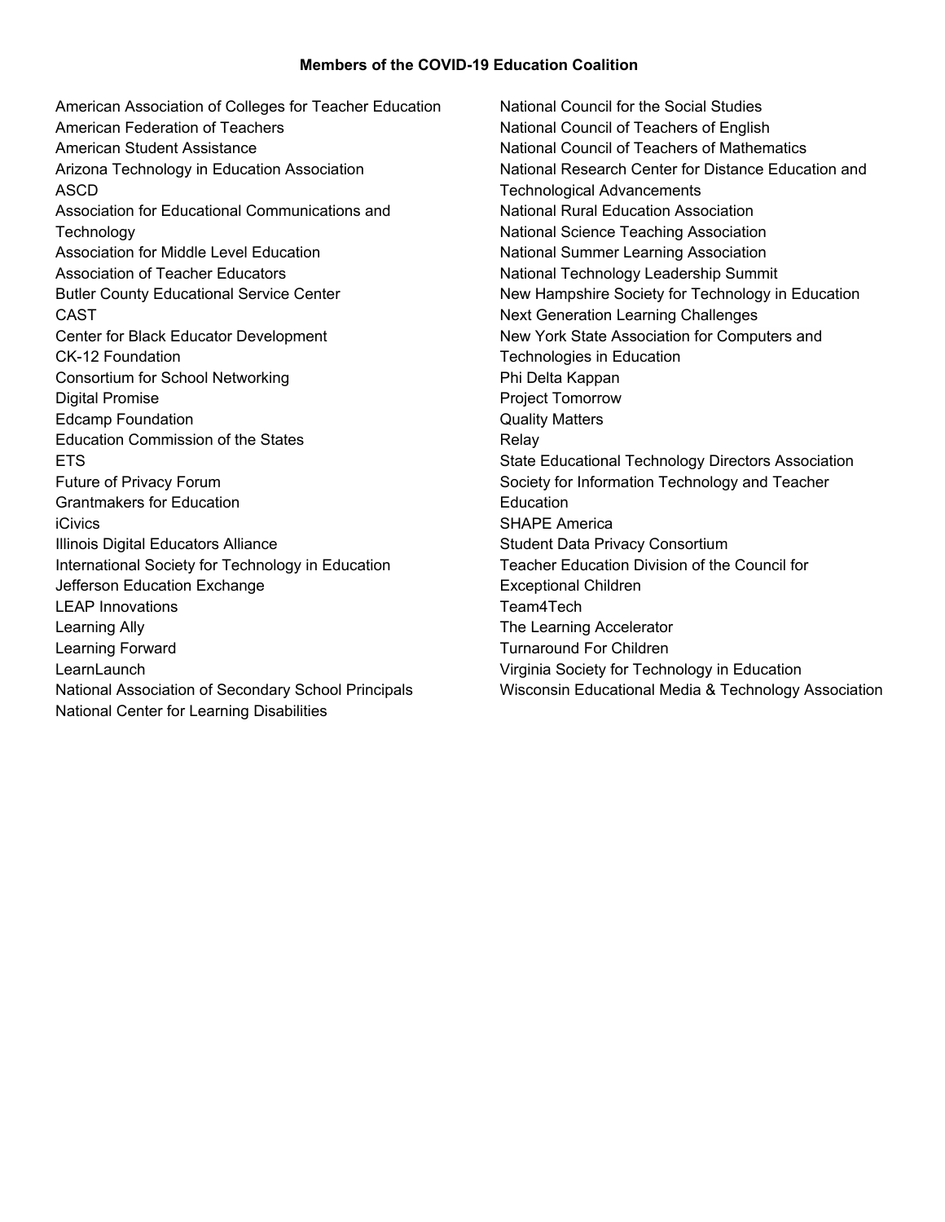**Members of the COVID-19 Education Coalition**

American Association of Colleges for Teacher Education
American Federation of Teachers
American Student Assistance
Arizona Technology in Education Association
ASCD
Association for Educational Communications and Technology
Association for Middle Level Education
Association of Teacher Educators
Butler County Educational Service Center
CAST
Center for Black Educator Development
CK-12 Foundation
Consortium for School Networking
Digital Promise
Edcamp Foundation
Education Commission of the States
ETS
Future of Privacy Forum
Grantmakers for Education
iCivics
Illinois Digital Educators Alliance
International Society for Technology in Education
Jefferson Education Exchange
LEAP Innovations
Learning Ally
Learning Forward
LearnLaunch
National Association of Secondary School Principals
National Center for Learning Disabilities
National Council for the Social Studies
National Council of Teachers of English
National Council of Teachers of Mathematics
National Research Center for Distance Education and Technological Advancements
National Rural Education Association
National Science Teaching Association
National Summer Learning Association
National Technology Leadership Summit
New Hampshire Society for Technology in Education
Next Generation Learning Challenges
New York State Association for Computers and Technologies in Education
Phi Delta Kappan
Project Tomorrow
Quality Matters
Relay
State Educational Technology Directors Association
Society for Information Technology and Teacher Education
SHAPE America
Student Data Privacy Consortium
Teacher Education Division of the Council for Exceptional Children
Team4Tech
The Learning Accelerator
Turnaround For Children
Virginia Society for Technology in Education
Wisconsin Educational Media & Technology Association